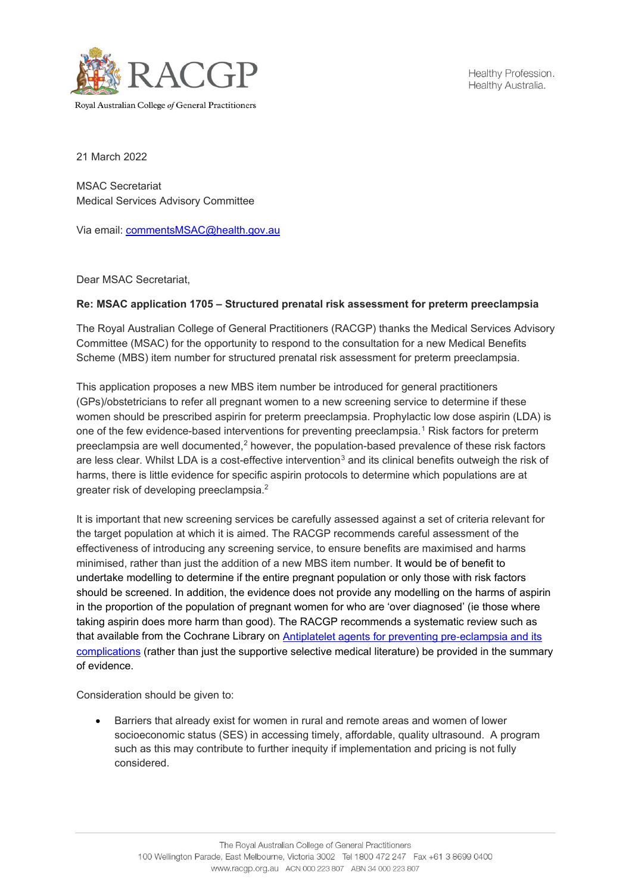Royal Australian College *of* General Practitioners

Healthy Profession.
Healthy Australia.

21 March 2022

MSAC Secretariat
Medical Services Advisory Committee

Via email: commentsMSAC@health.gov.au

Dear MSAC Secretariat,

**Re: MSAC application 1705 – Structured prenatal risk assessment for preterm preeclampsia**

The Royal Australian College of General Practitioners (RACGP) thanks the Medical Services Advisory Committee (MSAC) for the opportunity to respond to the consultation for a new Medical Benefits Scheme (MBS) item number for structured prenatal risk assessment for preterm preeclampsia.

This application proposes a new MBS item number be introduced for general practitioners (GPs)/obstetricians to refer all pregnant women to a new screening service to determine if these women should be prescribed aspirin for preterm preeclampsia. Prophylactic low dose aspirin (LDA) is one of the few evidence-based interventions for preventing preeclampsia.[1] Risk factors for preterm preeclampsia are well documented,[2] however, the population-based prevalence of these risk factors are less clear. Whilst LDA is a cost-effective intervention[3] and its clinical benefits outweigh the risk of harms, there is little evidence for specific aspirin protocols to determine which populations are at greater risk of developing preeclampsia.[2]

It is important that new screening services be carefully assessed against a set of criteria relevant for the target population at which it is aimed. The RACGP recommends careful assessment of the effectiveness of introducing any screening service, to ensure benefits are maximised and harms minimised, rather than just the addition of a new MBS item number. It would be of benefit to undertake modelling to determine if the entire pregnant population or only those with risk factors should be screened. In addition, the evidence does not provide any modelling on the harms of aspirin in the proportion of the population of pregnant women for who are 'over diagnosed' (ie those where taking aspirin does more harm than good). The RACGP recommends a systematic review such as that available from the Cochrane Library on Antiplatelet agents for preventing pre-eclampsia and its complications (rather than just the supportive selective medical literature) be provided in the summary of evidence.

Consideration should be given to:

- Barriers that already exist for women in rural and remote areas and women of lower socioeconomic status (SES) in accessing timely, affordable, quality ultrasound. A program such as this may contribute to further inequity if implementation and pricing is not fully considered.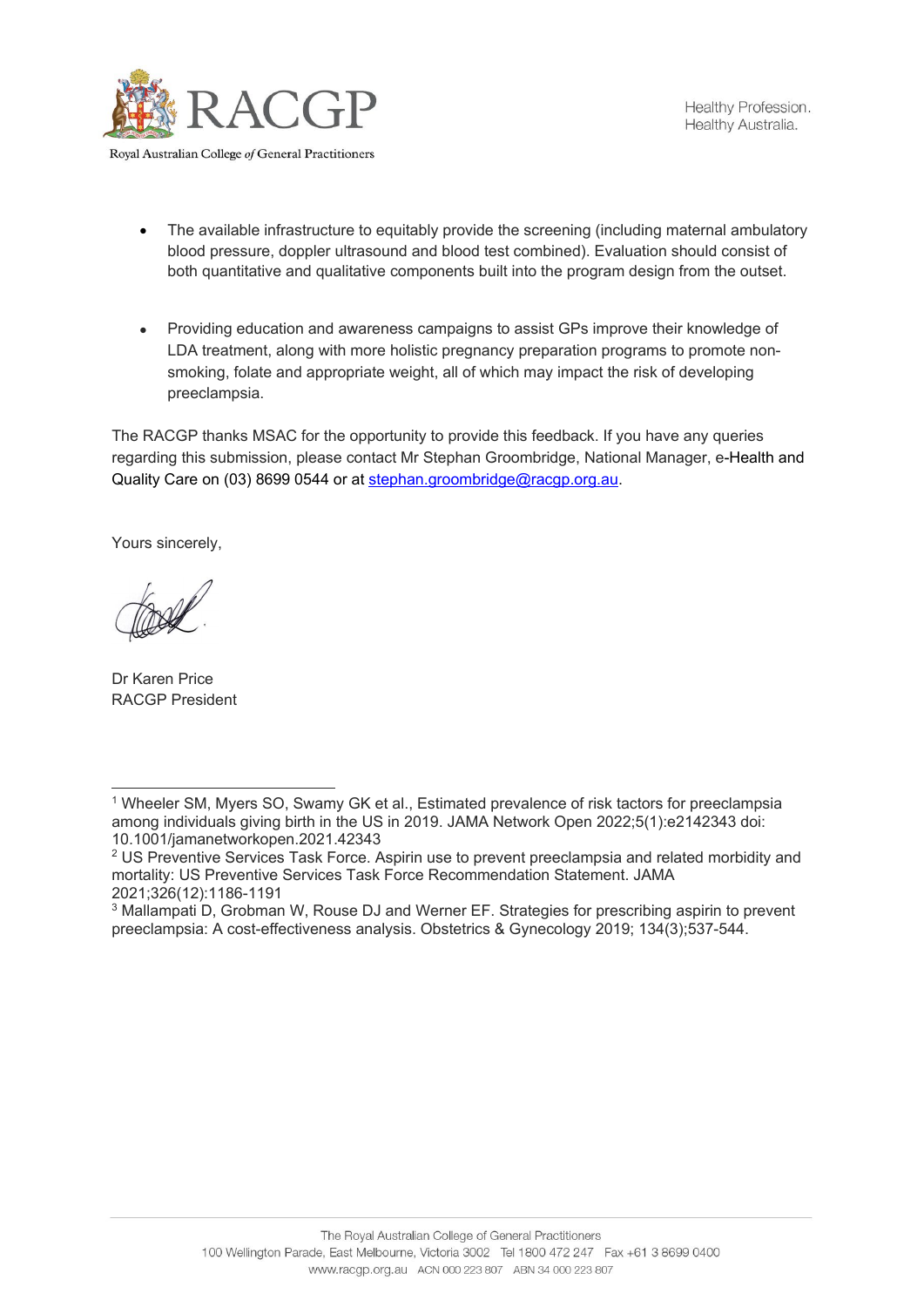- The available infrastructure to equitably provide the screening (including maternal ambulatory blood pressure, doppler ultrasound and blood test combined). Evaluation should consist of both quantitative and qualitative components built into the program design from the outset.

- Providing education and awareness campaigns to assist GPs improve their knowledge of LDA treatment, along with more holistic pregnancy preparation programs to promote non-smoking, folate and appropriate weight, all of which may impact the risk of developing preeclampsia.

The RACGP thanks MSAC for the opportunity to provide this feedback. If you have any queries regarding this submission, please contact Mr Stephan Groombridge, National Manager, e-Health and Quality Care on (03) 8699 0544 or at stephan.groombridge@racgp.org.au.

Yours sincerely,

Dr Karen Price
RACGP President

---

[1] Wheeler SM, Myers SO, Swamy GK et al., Estimated prevalence of risk tactors for preeclampsia among individuals giving birth in the US in 2019. JAMA Network Open 2022;5(1):e2142343 doi: 10.1001/jamanetworkopen.2021.42343

[2] US Preventive Services Task Force. Aspirin use to prevent preeclampsia and related morbidity and mortality: US Preventive Services Task Force Recommendation Statement. JAMA 2021;326(12):1186-1191

[3] Mallampati D, Grobman W, Rouse DJ and Werner EF. Strategies for prescribing aspirin to prevent preeclampsia: A cost-effectiveness analysis. Obstetrics & Gynecology 2019; 134(3);537-544.